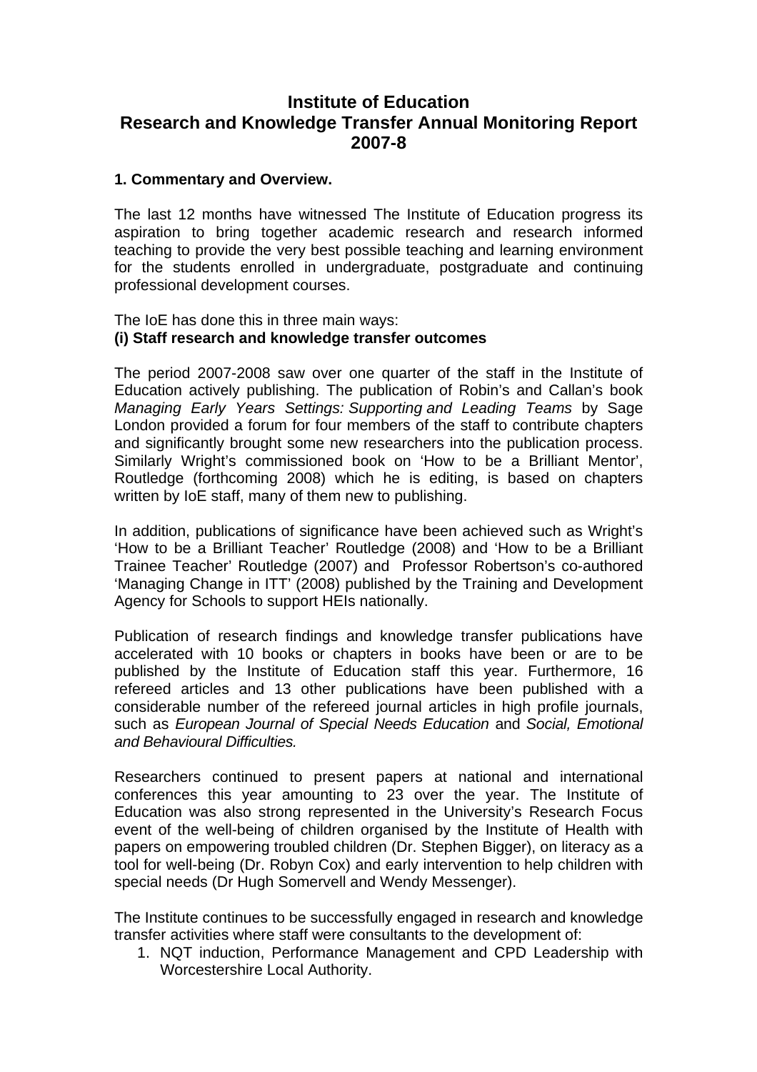# Institute of Education
# Research and Knowledge Transfer Annual Monitoring Report 2007-8

### 1. Commentary and Overview.

The last 12 months have witnessed The Institute of Education progress its aspiration to bring together academic research and research informed teaching to provide the very best possible teaching and learning environment for the students enrolled in undergraduate, postgraduate and continuing professional development courses.

The IoE has done this in three main ways:

**(i) Staff research and knowledge transfer outcomes**

The period 2007-2008 saw over one quarter of the staff in the Institute of Education actively publishing. The publication of Robin's and Callan's book *Managing Early Years Settings: Supporting and Leading Teams* by Sage London provided a forum for four members of the staff to contribute chapters and significantly brought some new researchers into the publication process. Similarly Wright's commissioned book on 'How to be a Brilliant Mentor', Routledge (forthcoming 2008) which he is editing, is based on chapters written by IoE staff, many of them new to publishing.

In addition, publications of significance have been achieved such as Wright's 'How to be a Brilliant Teacher' Routledge (2008) and 'How to be a Brilliant Trainee Teacher' Routledge (2007) and Professor Robertson's co-authored 'Managing Change in ITT' (2008) published by the Training and Development Agency for Schools to support HEIs nationally.

Publication of research findings and knowledge transfer publications have accelerated with 10 books or chapters in books have been or are to be published by the Institute of Education staff this year. Furthermore, 16 refereed articles and 13 other publications have been published with a considerable number of the refereed journal articles in high profile journals, such as *European Journal of Special Needs Education* and *Social, Emotional and Behavioural Difficulties.*

Researchers continued to present papers at national and international conferences this year amounting to 23 over the year. The Institute of Education was also strong represented in the University's Research Focus event of the well-being of children organised by the Institute of Health with papers on empowering troubled children (Dr. Stephen Bigger), on literacy as a tool for well-being (Dr. Robyn Cox) and early intervention to help children with special needs (Dr Hugh Somervell and Wendy Messenger).

The Institute continues to be successfully engaged in research and knowledge transfer activities where staff were consultants to the development of:

1. NQT induction, Performance Management and CPD Leadership with Worcestershire Local Authority.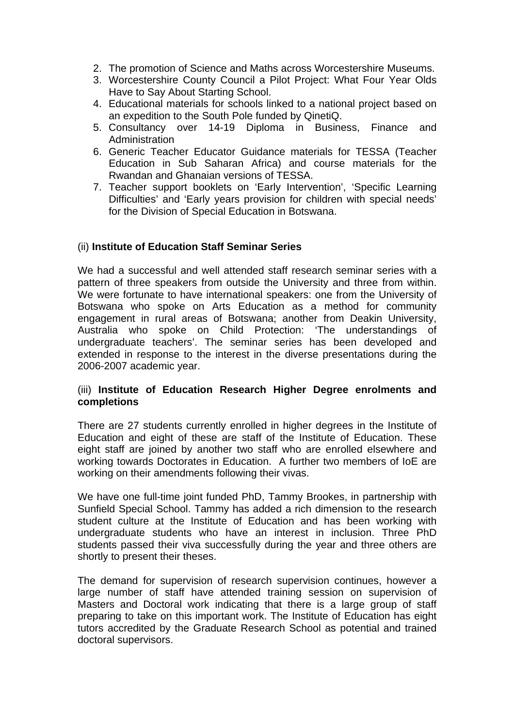2. The promotion of Science and Maths across Worcestershire Museums.
3. Worcestershire County Council a Pilot Project: What Four Year Olds Have to Say About Starting School.
4. Educational materials for schools linked to a national project based on an expedition to the South Pole funded by QinetiQ.
5. Consultancy over 14-19 Diploma in Business, Finance and Administration
6. Generic Teacher Educator Guidance materials for TESSA (Teacher Education in Sub Saharan Africa) and course materials for the Rwandan and Ghanaian versions of TESSA.
7. Teacher support booklets on 'Early Intervention', 'Specific Learning Difficulties' and 'Early years provision for children with special needs' for the Division of Special Education in Botswana.

(ii) **Institute of Education Staff Seminar Series**

We had a successful and well attended staff research seminar series with a pattern of three speakers from outside the University and three from within. We were fortunate to have international speakers: one from the University of Botswana who spoke on Arts Education as a method for community engagement in rural areas of Botswana; another from Deakin University, Australia who spoke on Child Protection: 'The understandings of undergraduate teachers'. The seminar series has been developed and extended in response to the interest in the diverse presentations during the 2006-2007 academic year.

(iii) **Institute of Education Research Higher Degree enrolments and completions**

There are 27 students currently enrolled in higher degrees in the Institute of Education and eight of these are staff of the Institute of Education. These eight staff are joined by another two staff who are enrolled elsewhere and working towards Doctorates in Education. A further two members of IoE are working on their amendments following their vivas.

We have one full-time joint funded PhD, Tammy Brookes, in partnership with Sunfield Special School. Tammy has added a rich dimension to the research student culture at the Institute of Education and has been working with undergraduate students who have an interest in inclusion. Three PhD students passed their viva successfully during the year and three others are shortly to present their theses.

The demand for supervision of research supervision continues, however a large number of staff have attended training session on supervision of Masters and Doctoral work indicating that there is a large group of staff preparing to take on this important work. The Institute of Education has eight tutors accredited by the Graduate Research School as potential and trained doctoral supervisors.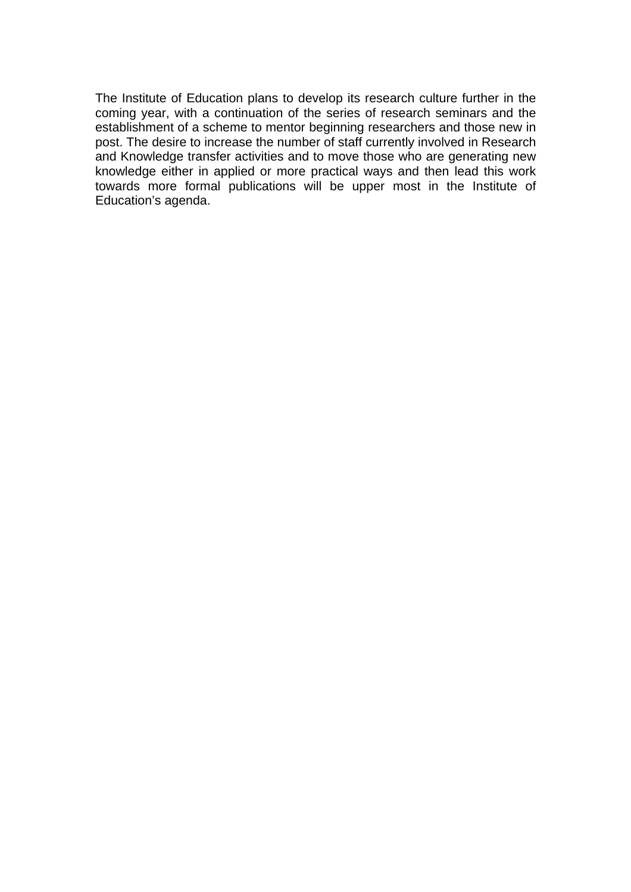The Institute of Education plans to develop its research culture further in the coming year, with a continuation of the series of research seminars and the establishment of a scheme to mentor beginning researchers and those new in post. The desire to increase the number of staff currently involved in Research and Knowledge transfer activities and to move those who are generating new knowledge either in applied or more practical ways and then lead this work towards more formal publications will be upper most in the Institute of Education's agenda.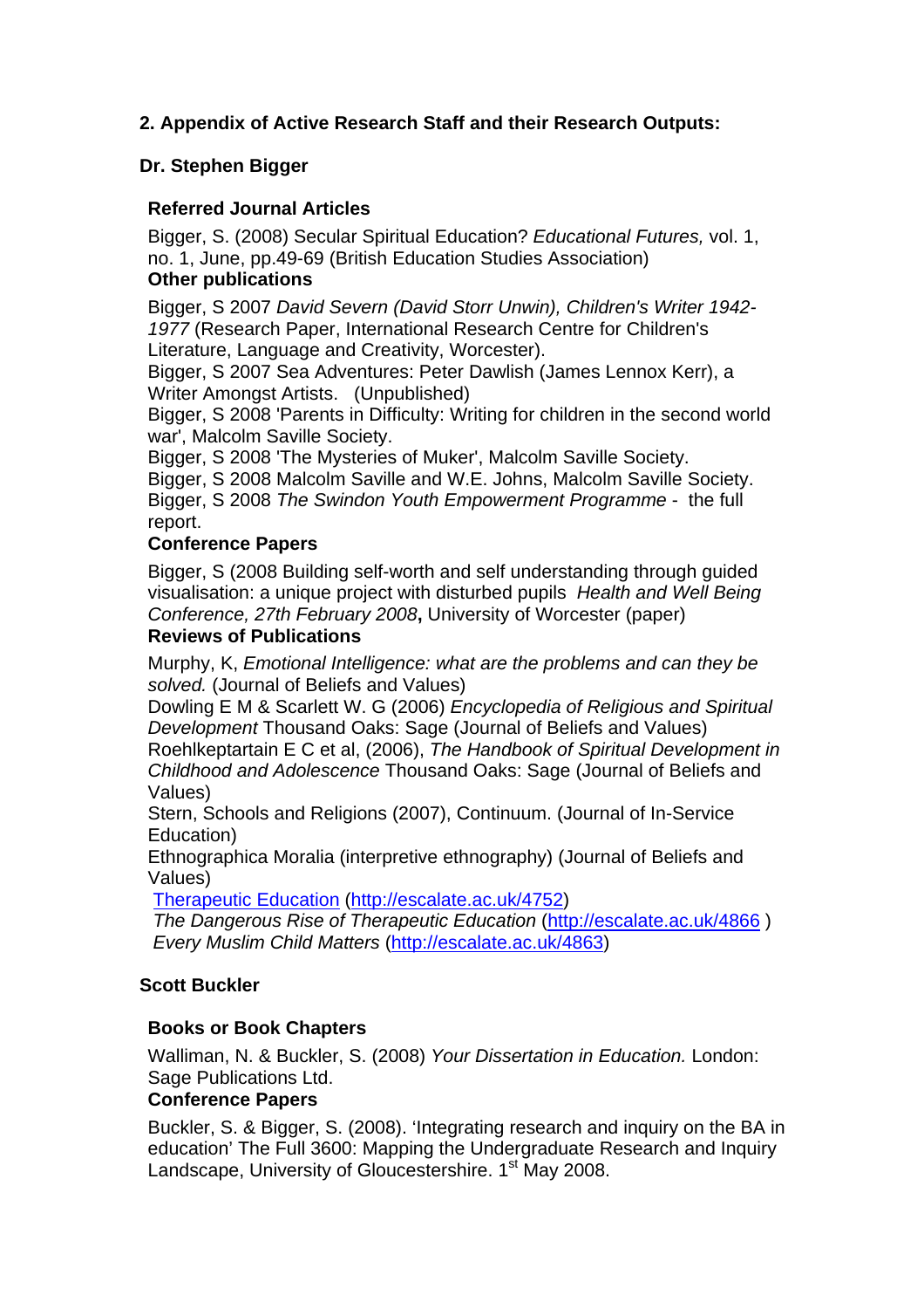## 2. Appendix of Active Research Staff and their Research Outputs:

### Dr. Stephen Bigger

#### Referred Journal Articles

Bigger, S. (2008) Secular Spiritual Education? *Educational Futures,* vol. 1, no. 1, June, pp.49-69 (British Education Studies Association)

#### Other publications

Bigger, S 2007 *David Severn (David Storr Unwin), Children's Writer 1942-1977* (Research Paper, International Research Centre for Children's Literature, Language and Creativity, Worcester).
Bigger, S 2007 Sea Adventures: Peter Dawlish (James Lennox Kerr), a Writer Amongst Artists. (Unpublished)
Bigger, S 2008 'Parents in Difficulty: Writing for children in the second world war', Malcolm Saville Society.
Bigger, S 2008 'The Mysteries of Muker', Malcolm Saville Society.
Bigger, S 2008 Malcolm Saville and W.E. Johns, Malcolm Saville Society.
Bigger, S 2008 *The Swindon Youth Empowerment Programme* - the full report.

#### Conference Papers

Bigger, S (2008 Building self-worth and self understanding through guided visualisation: a unique project with disturbed pupils *Health and Well Being Conference, 27th February 2008***,** University of Worcester (paper)

#### Reviews of Publications

Murphy, K, *Emotional Intelligence: what are the problems and can they be solved.* (Journal of Beliefs and Values)
Dowling E M & Scarlett W. G (2006) *Encyclopedia of Religious and Spiritual Development* Thousand Oaks: Sage (Journal of Beliefs and Values)
Roehlkeptartain E C et al, (2006), *The Handbook of Spiritual Development in Childhood and Adolescence* Thousand Oaks: Sage (Journal of Beliefs and Values)
Stern, Schools and Religions (2007), Continuum. (Journal of In-Service Education)
Ethnographica Moralia (interpretive ethnography) (Journal of Beliefs and Values)
Therapeutic Education (http://escalate.ac.uk/4752)
*The Dangerous Rise of Therapeutic Education* (http://escalate.ac.uk/4866 )
*Every Muslim Child Matters* (http://escalate.ac.uk/4863)

### Scott Buckler

#### Books or Book Chapters

Walliman, N. & Buckler, S. (2008) *Your Dissertation in Education.* London: Sage Publications Ltd.

#### Conference Papers

Buckler, S. & Bigger, S. (2008). 'Integrating research and inquiry on the BA in education' The Full 3600: Mapping the Undergraduate Research and Inquiry Landscape, University of Gloucestershire. 1st May 2008.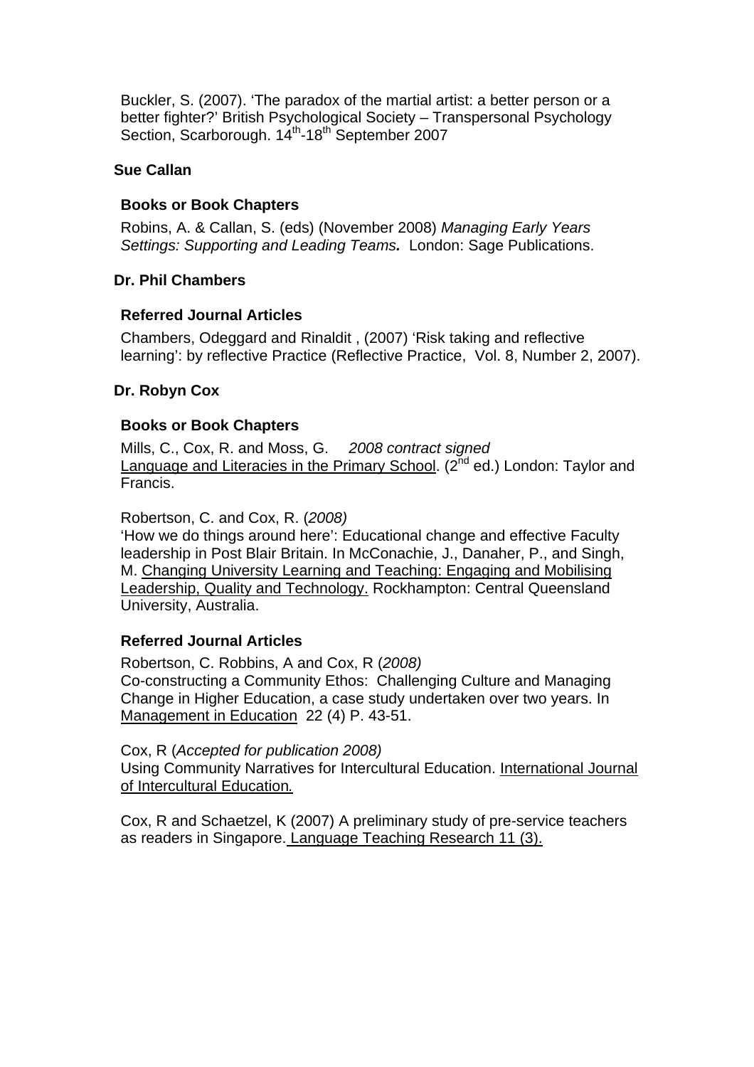Buckler, S. (2007). 'The paradox of the martial artist: a better person or a better fighter?' British Psychological Society – Transpersonal Psychology Section, Scarborough. 14th-18th September 2007

**Sue Callan**

**Books or Book Chapters**

Robins, A. & Callan, S. (eds) (November 2008) *Managing Early Years Settings: Supporting and Leading Teams.* London: Sage Publications.

**Dr. Phil Chambers**

**Referred Journal Articles**

Chambers, Odeggard and Rinaldit , (2007) 'Risk taking and reflective learning': by reflective Practice (Reflective Practice, Vol. 8, Number 2, 2007).

**Dr. Robyn Cox**

**Books or Book Chapters**

Mills, C., Cox, R. and Moss, G. *2008 contract signed*
Language and Literacies in the Primary School. (2nd ed.) London: Taylor and Francis.

Robertson, C. and Cox, R. (*2008)*
'How we do things around here': Educational change and effective Faculty leadership in Post Blair Britain. In McConachie, J., Danaher, P., and Singh, M. Changing University Learning and Teaching: Engaging and Mobilising Leadership, Quality and Technology. Rockhampton: Central Queensland University, Australia.

**Referred Journal Articles**

Robertson, C. Robbins, A and Cox, R (*2008)*
Co-constructing a Community Ethos: Challenging Culture and Managing Change in Higher Education, a case study undertaken over two years. In Management in Education 22 (4) P. 43-51.

Cox, R (*Accepted for publication 2008)*
Using Community Narratives for Intercultural Education. International Journal of Intercultural Education.

Cox, R and Schaetzel, K (2007) A preliminary study of pre-service teachers as readers in Singapore. Language Teaching Research 11 (3).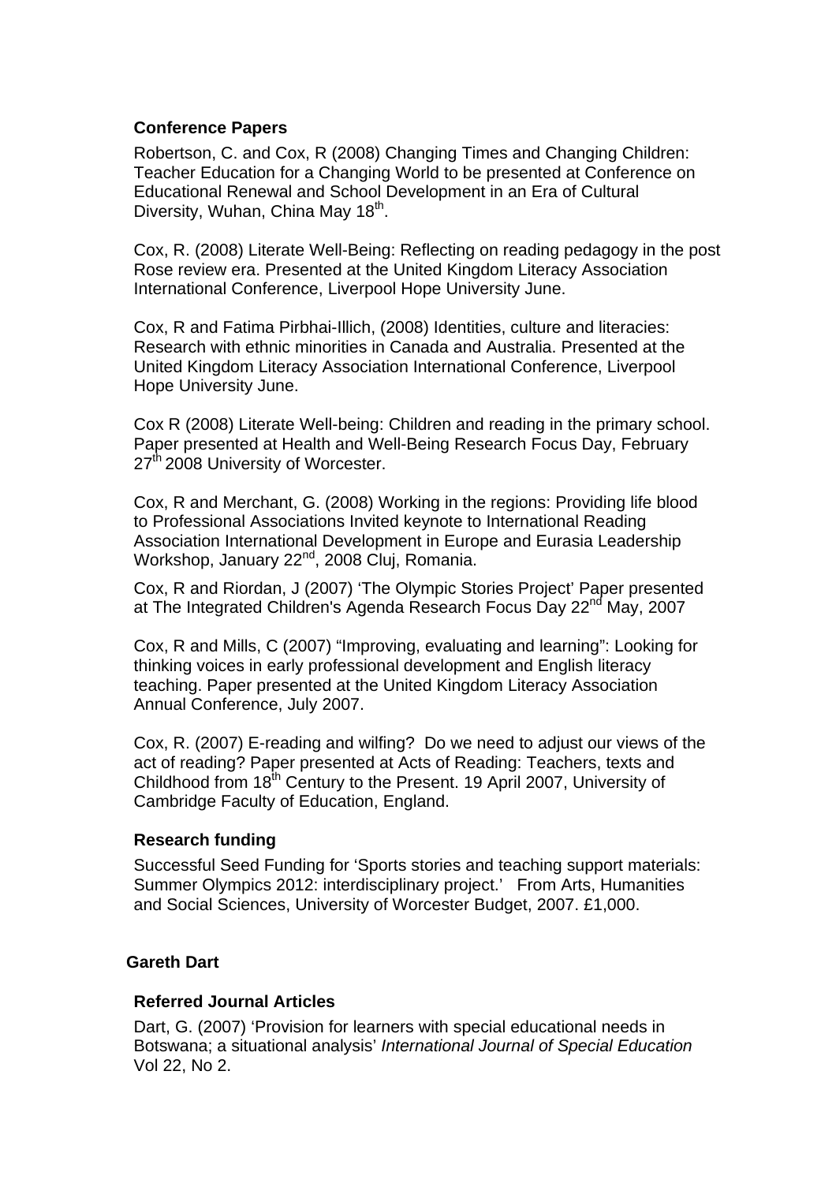### Conference Papers

Robertson, C. and Cox, R (2008) Changing Times and Changing Children: Teacher Education for a Changing World to be presented at Conference on Educational Renewal and School Development in an Era of Cultural Diversity, Wuhan, China May 18th.

Cox, R. (2008) Literate Well-Being: Reflecting on reading pedagogy in the post Rose review era. Presented at the United Kingdom Literacy Association International Conference, Liverpool Hope University June.

Cox, R and Fatima Pirbhai-Illich, (2008) Identities, culture and literacies: Research with ethnic minorities in Canada and Australia. Presented at the United Kingdom Literacy Association International Conference, Liverpool Hope University June.

Cox R (2008) Literate Well-being: Children and reading in the primary school. Paper presented at Health and Well-Being Research Focus Day, February 27th 2008 University of Worcester.

Cox, R and Merchant, G. (2008) Working in the regions: Providing life blood to Professional Associations Invited keynote to International Reading Association International Development in Europe and Eurasia Leadership Workshop, January 22nd, 2008 Cluj, Romania.

Cox, R and Riordan, J (2007) 'The Olympic Stories Project' Paper presented at The Integrated Children's Agenda Research Focus Day 22nd May, 2007

Cox, R and Mills, C (2007) "Improving, evaluating and learning": Looking for thinking voices in early professional development and English literacy teaching. Paper presented at the United Kingdom Literacy Association Annual Conference, July 2007.

Cox, R. (2007) E-reading and wilfing? Do we need to adjust our views of the act of reading? Paper presented at Acts of Reading: Teachers, texts and Childhood from 18th Century to the Present. 19 April 2007, University of Cambridge Faculty of Education, England.

### Research funding

Successful Seed Funding for 'Sports stories and teaching support materials: Summer Olympics 2012: interdisciplinary project.' From Arts, Humanities and Social Sciences, University of Worcester Budget, 2007. £1,000.

## Gareth Dart

### Referred Journal Articles

Dart, G. (2007) 'Provision for learners with special educational needs in Botswana; a situational analysis' *International Journal of Special Education* Vol 22, No 2.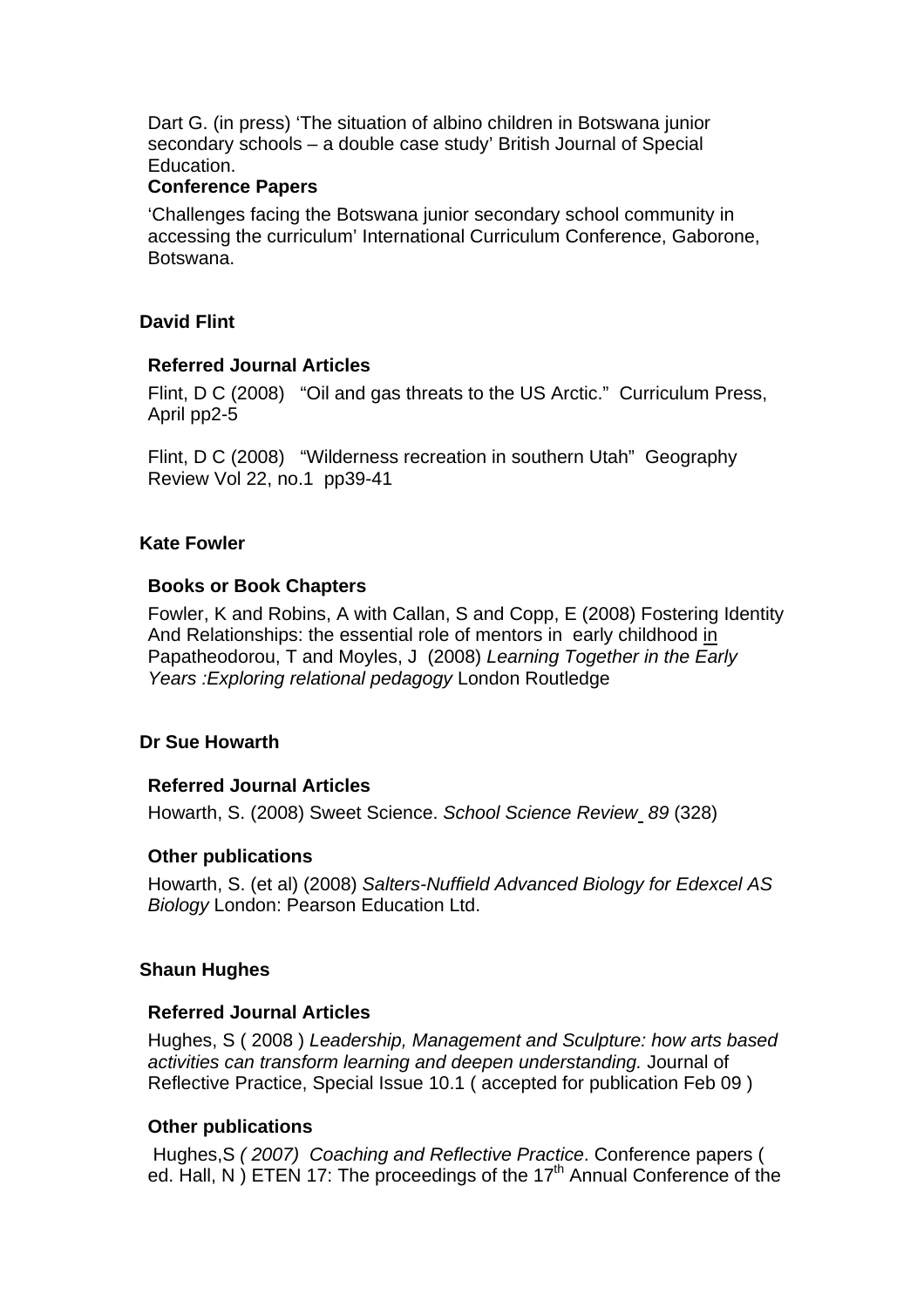Dart G. (in press) 'The situation of albino children in Botswana junior secondary schools – a double case study' British Journal of Special Education.

**Conference Papers**

'Challenges facing the Botswana junior secondary school community in accessing the curriculum' International Curriculum Conference, Gaborone, Botswana.

## David Flint

### Referred Journal Articles

Flint, D C (2008) "Oil and gas threats to the US Arctic." Curriculum Press, April pp2-5

Flint, D C (2008) "Wilderness recreation in southern Utah" Geography Review Vol 22, no.1 pp39-41

## Kate Fowler

### Books or Book Chapters

Fowler, K and Robins, A with Callan, S and Copp, E (2008) Fostering Identity And Relationships: the essential role of mentors in early childhood in Papatheodorou, T and Moyles, J (2008) *Learning Together in the Early Years :Exploring relational pedagogy* London Routledge

## Dr Sue Howarth

### Referred Journal Articles

Howarth, S. (2008) Sweet Science. *School Science Review 89* (328)

### Other publications

Howarth, S. (et al) (2008) *Salters-Nuffield Advanced Biology for Edexcel AS Biology* London: Pearson Education Ltd.

## Shaun Hughes

### Referred Journal Articles

Hughes, S ( 2008 ) *Leadership, Management and Sculpture: how arts based activities can transform learning and deepen understanding.* Journal of Reflective Practice, Special Issue 10.1 ( accepted for publication Feb 09 )

### Other publications

Hughes,S *( 2007) Coaching and Reflective Practice*. Conference papers ( ed. Hall, N ) ETEN 17: The proceedings of the 17th Annual Conference of the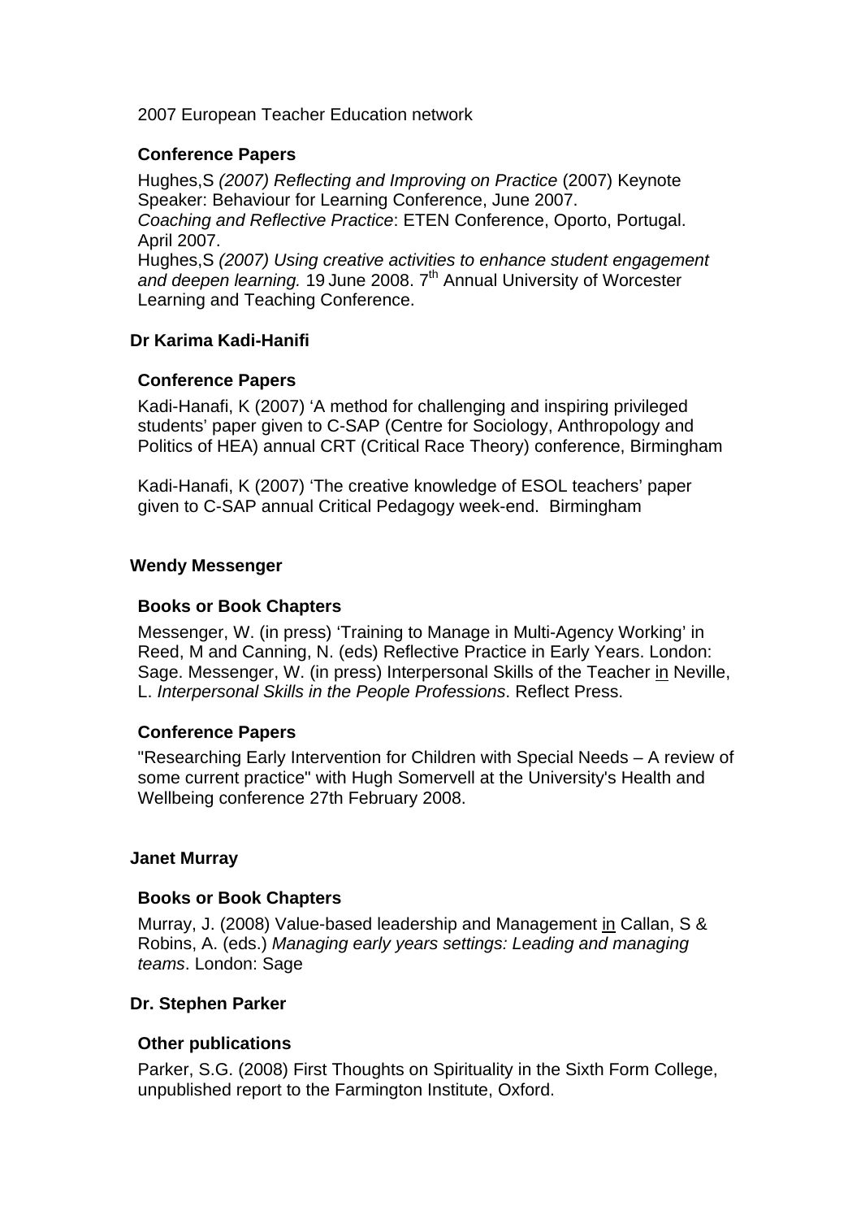2007 European Teacher Education network

### Conference Papers

Hughes,S *(2007) Reflecting and Improving on Practice* (2007) Keynote Speaker: Behaviour for Learning Conference, June 2007.
*Coaching and Reflective Practice*: ETEN Conference, Oporto, Portugal. April 2007.
Hughes,S *(2007) Using creative activities to enhance student engagement and deepen learning.* 19 June 2008. 7th Annual University of Worcester Learning and Teaching Conference.

## Dr Karima Kadi-Hanifi

### Conference Papers

Kadi-Hanafi, K (2007) 'A method for challenging and inspiring privileged students' paper given to C-SAP (Centre for Sociology, Anthropology and Politics of HEA) annual CRT (Critical Race Theory) conference, Birmingham

Kadi-Hanafi, K (2007) 'The creative knowledge of ESOL teachers' paper given to C-SAP annual Critical Pedagogy week-end. Birmingham

## Wendy Messenger

### Books or Book Chapters

Messenger, W. (in press) 'Training to Manage in Multi-Agency Working' in Reed, M and Canning, N. (eds) Reflective Practice in Early Years. London: Sage. Messenger, W. (in press) Interpersonal Skills of the Teacher in Neville, L. *Interpersonal Skills in the People Professions*. Reflect Press.

### Conference Papers

"Researching Early Intervention for Children with Special Needs – A review of some current practice" with Hugh Somervell at the University's Health and Wellbeing conference 27th February 2008.

## Janet Murray

### Books or Book Chapters

Murray, J. (2008) Value-based leadership and Management in Callan, S & Robins, A. (eds.) *Managing early years settings: Leading and managing teams*. London: Sage

## Dr. Stephen Parker

### Other publications

Parker, S.G. (2008) First Thoughts on Spirituality in the Sixth Form College, unpublished report to the Farmington Institute, Oxford.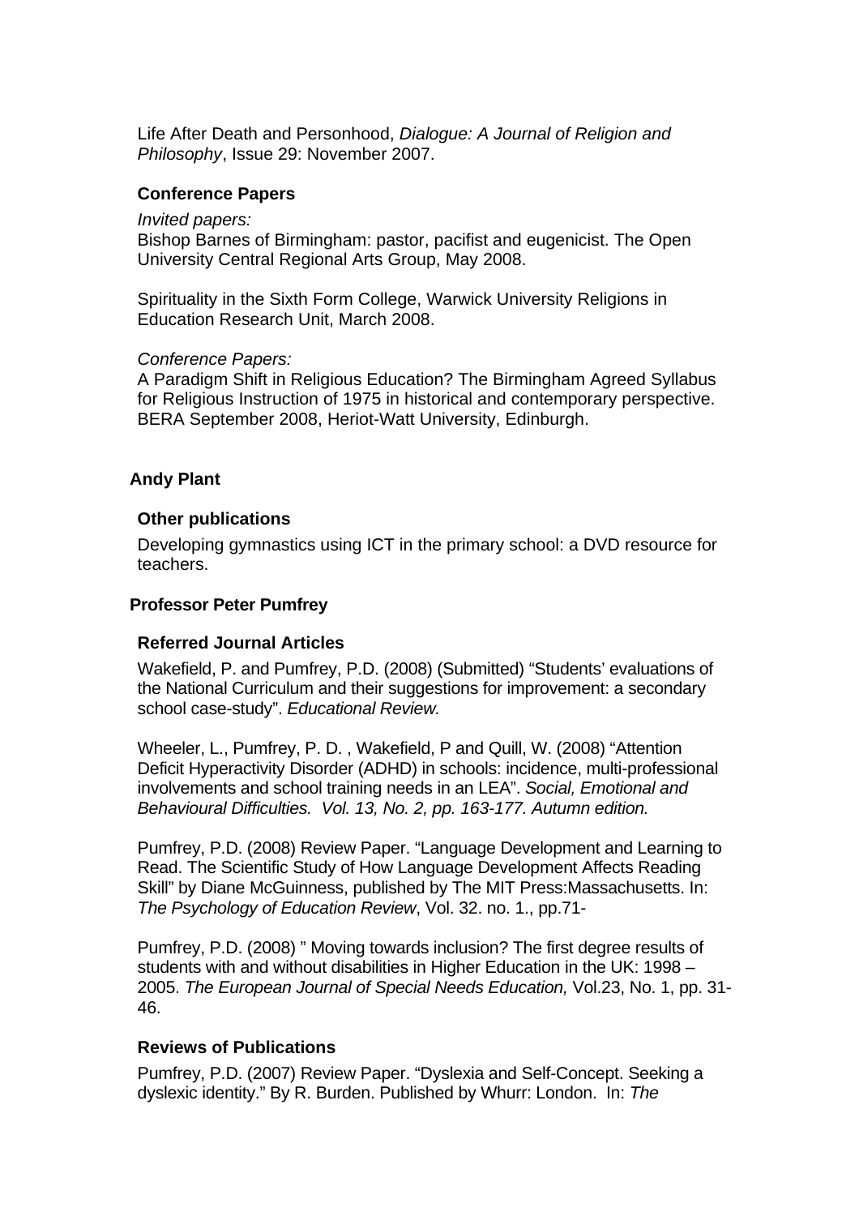Life After Death and Personhood, *Dialogue: A Journal of Religion and Philosophy*, Issue 29: November 2007.

### Conference Papers

*Invited papers:*
Bishop Barnes of Birmingham: pastor, pacifist and eugenicist. The Open University Central Regional Arts Group, May 2008.

Spirituality in the Sixth Form College, Warwick University Religions in Education Research Unit, March 2008.

*Conference Papers:*
A Paradigm Shift in Religious Education? The Birmingham Agreed Syllabus for Religious Instruction of 1975 in historical and contemporary perspective. BERA September 2008, Heriot-Watt University, Edinburgh.

## Andy Plant

### Other publications

Developing gymnastics using ICT in the primary school: a DVD resource for teachers.

## Professor Peter Pumfrey

### Referred Journal Articles

Wakefield, P. and Pumfrey, P.D. (2008) (Submitted) "Students' evaluations of the National Curriculum and their suggestions for improvement: a secondary school case-study". *Educational Review.*

Wheeler, L., Pumfrey, P. D. , Wakefield, P and Quill, W. (2008) "Attention Deficit Hyperactivity Disorder (ADHD) in schools: incidence, multi-professional involvements and school training needs in an LEA". *Social, Emotional and Behavioural Difficulties. Vol. 13, No. 2, pp. 163-177. Autumn edition.*

Pumfrey, P.D. (2008) Review Paper. "Language Development and Learning to Read. The Scientific Study of How Language Development Affects Reading Skill" by Diane McGuinness, published by The MIT Press:Massachusetts. In: *The Psychology of Education Review*, Vol. 32. no. 1., pp.71-

Pumfrey, P.D. (2008) " Moving towards inclusion? The first degree results of students with and without disabilities in Higher Education in the UK: 1998 – 2005. *The European Journal of Special Needs Education,* Vol.23, No. 1, pp. 31-46.

### Reviews of Publications

Pumfrey, P.D. (2007) Review Paper. "Dyslexia and Self-Concept. Seeking a dyslexic identity." By R. Burden. Published by Whurr: London. In: *The*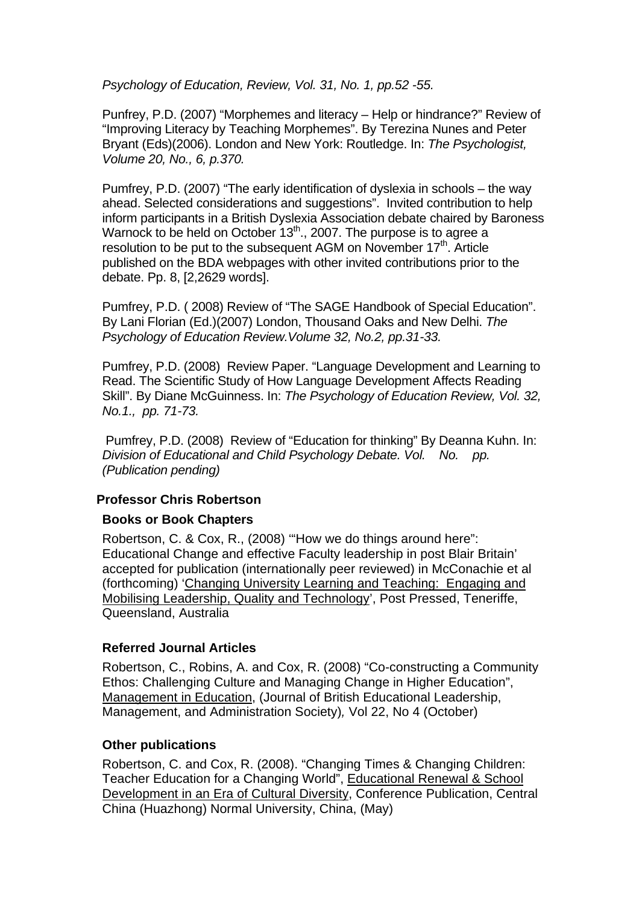*Psychology of Education, Review, Vol. 31, No. 1, pp.52 -55.*

Punfrey, P.D. (2007) "Morphemes and literacy – Help or hindrance?" Review of "Improving Literacy by Teaching Morphemes". By Terezina Nunes and Peter Bryant (Eds)(2006). London and New York: Routledge. In: *The Psychologist, Volume 20, No., 6, p.370.*

Pumfrey, P.D. (2007) "The early identification of dyslexia in schools – the way ahead. Selected considerations and suggestions". Invited contribution to help inform participants in a British Dyslexia Association debate chaired by Baroness Warnock to be held on October 13th., 2007. The purpose is to agree a resolution to be put to the subsequent AGM on November 17th. Article published on the BDA webpages with other invited contributions prior to the debate. Pp. 8, [2,2629 words].

Pumfrey, P.D. ( 2008) Review of "The SAGE Handbook of Special Education". By Lani Florian (Ed.)(2007) London, Thousand Oaks and New Delhi. *The Psychology of Education Review.Volume 32, No.2, pp.31-33.*

Pumfrey, P.D. (2008) Review Paper. "Language Development and Learning to Read. The Scientific Study of How Language Development Affects Reading Skill". By Diane McGuinness. In: *The Psychology of Education Review, Vol. 32, No.1., pp. 71-73.*

Pumfrey, P.D. (2008) Review of "Education for thinking" By Deanna Kuhn. In: *Division of Educational and Child Psychology Debate. Vol. No. pp. (Publication pending)*

**Professor Chris Robertson**

**Books or Book Chapters**

Robertson, C. & Cox, R., (2008) '"How we do things around here": Educational Change and effective Faculty leadership in post Blair Britain' accepted for publication (internationally peer reviewed) in McConachie et al (forthcoming) 'Changing University Learning and Teaching: Engaging and Mobilising Leadership, Quality and Technology', Post Pressed, Teneriffe, Queensland, Australia

**Referred Journal Articles**

Robertson, C., Robins, A. and Cox, R. (2008) "Co-constructing a Community Ethos: Challenging Culture and Managing Change in Higher Education", Management in Education, (Journal of British Educational Leadership, Management, and Administration Society), Vol 22, No 4 (October)

**Other publications**

Robertson, C. and Cox, R. (2008). "Changing Times & Changing Children: Teacher Education for a Changing World", Educational Renewal & School Development in an Era of Cultural Diversity, Conference Publication, Central China (Huazhong) Normal University, China, (May)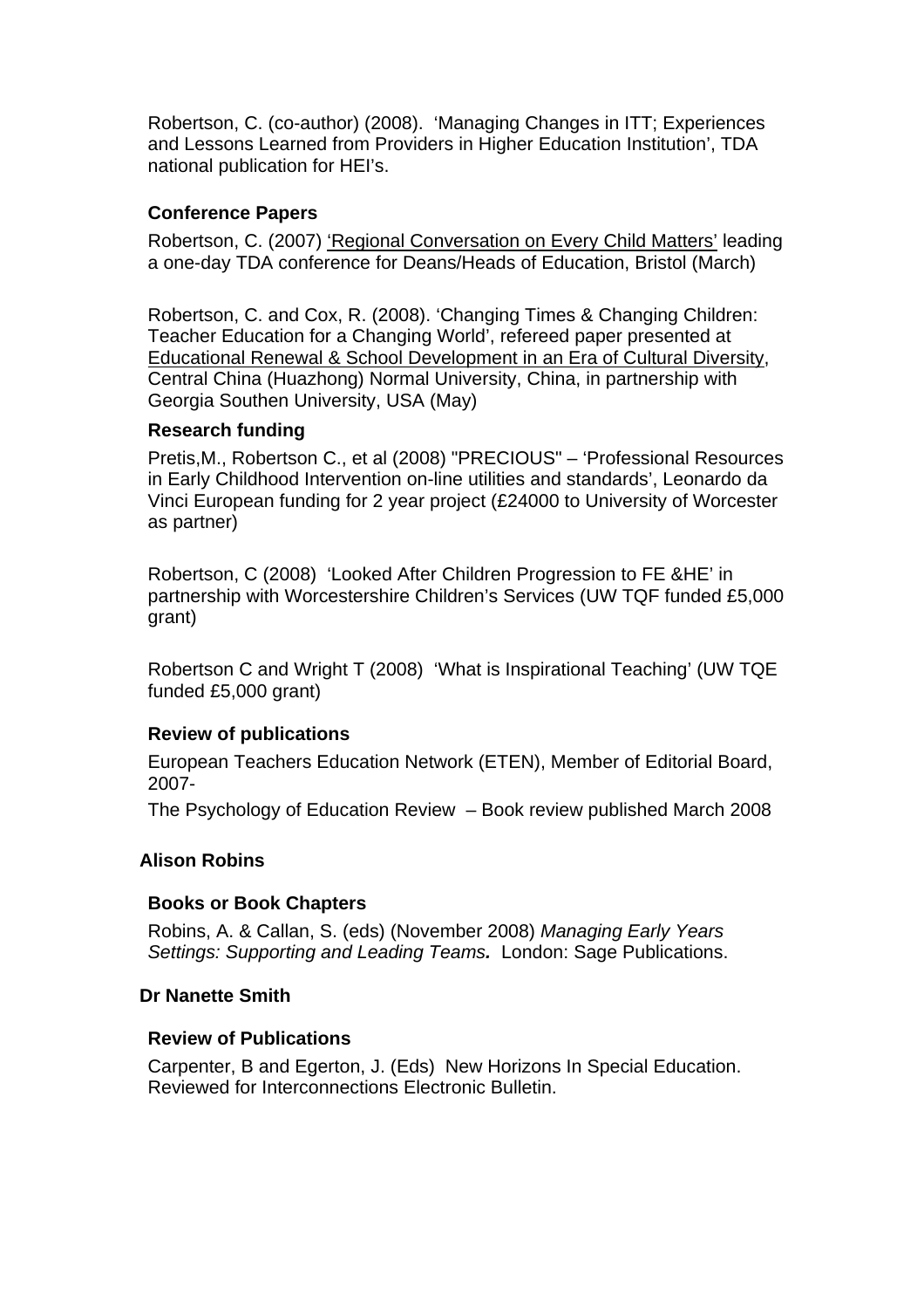Robertson, C. (co-author) (2008).  'Managing Changes in ITT; Experiences and Lessons Learned from Providers in Higher Education Institution', TDA national publication for HEI's.

**Conference Papers**

Robertson, C. (2007) <u>'Regional Conversation on Every Child Matters'</u> leading a one-day TDA conference for Deans/Heads of Education, Bristol (March)

Robertson, C. and Cox, R. (2008). 'Changing Times & Changing Children: Teacher Education for a Changing World', refereed paper presented at <u>Educational Renewal & School Development in an Era of Cultural Diversity</u>, Central China (Huazhong) Normal University, China, in partnership with Georgia Southen University, USA (May)

**Research funding**

Pretis,M., Robertson C., et al (2008) "PRECIOUS" – 'Professional Resources in Early Childhood Intervention on-line utilities and standards', Leonardo da Vinci European funding for 2 year project (£24000 to University of Worcester as partner)

Robertson, C (2008)  'Looked After Children Progression to FE &HE' in partnership with Worcestershire Children's Services (UW TQF funded £5,000 grant)

Robertson C and Wright T (2008)  'What is Inspirational Teaching' (UW TQE funded £5,000 grant)

**Review of publications**

European Teachers Education Network (ETEN), Member of Editorial Board, 2007-

The Psychology of Education Review  – Book review published March 2008

**Alison Robins**

**Books or Book Chapters**

Robins, A. & Callan, S. (eds) (November 2008) *Managing Early Years Settings: Supporting and Leading Teams.*  London: Sage Publications.

**Dr Nanette Smith**

**Review of Publications**

Carpenter, B and Egerton, J. (Eds)  New Horizons In Special Education. Reviewed for Interconnections Electronic Bulletin.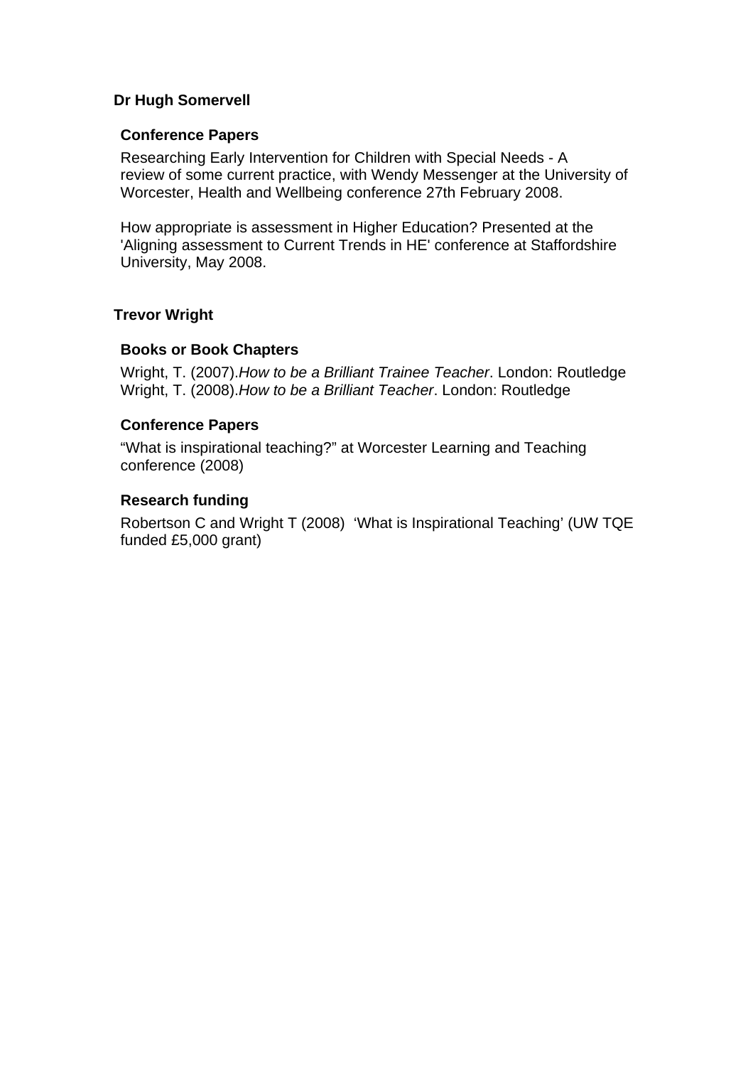### Dr Hugh Somervell

#### Conference Papers

Researching Early Intervention for Children with Special Needs - A review of some current practice, with Wendy Messenger at the University of Worcester, Health and Wellbeing conference 27th February 2008.

How appropriate is assessment in Higher Education? Presented at the 'Aligning assessment to Current Trends in HE' conference at Staffordshire University, May 2008.

### Trevor Wright

#### Books or Book Chapters

Wright, T. (2007).*How to be a Brilliant Trainee Teacher*. London: Routledge
Wright, T. (2008).*How to be a Brilliant Teacher*. London: Routledge

#### Conference Papers

"What is inspirational teaching?" at Worcester Learning and Teaching conference (2008)

#### Research funding

Robertson C and Wright T (2008) 'What is Inspirational Teaching' (UW TQE funded £5,000 grant)